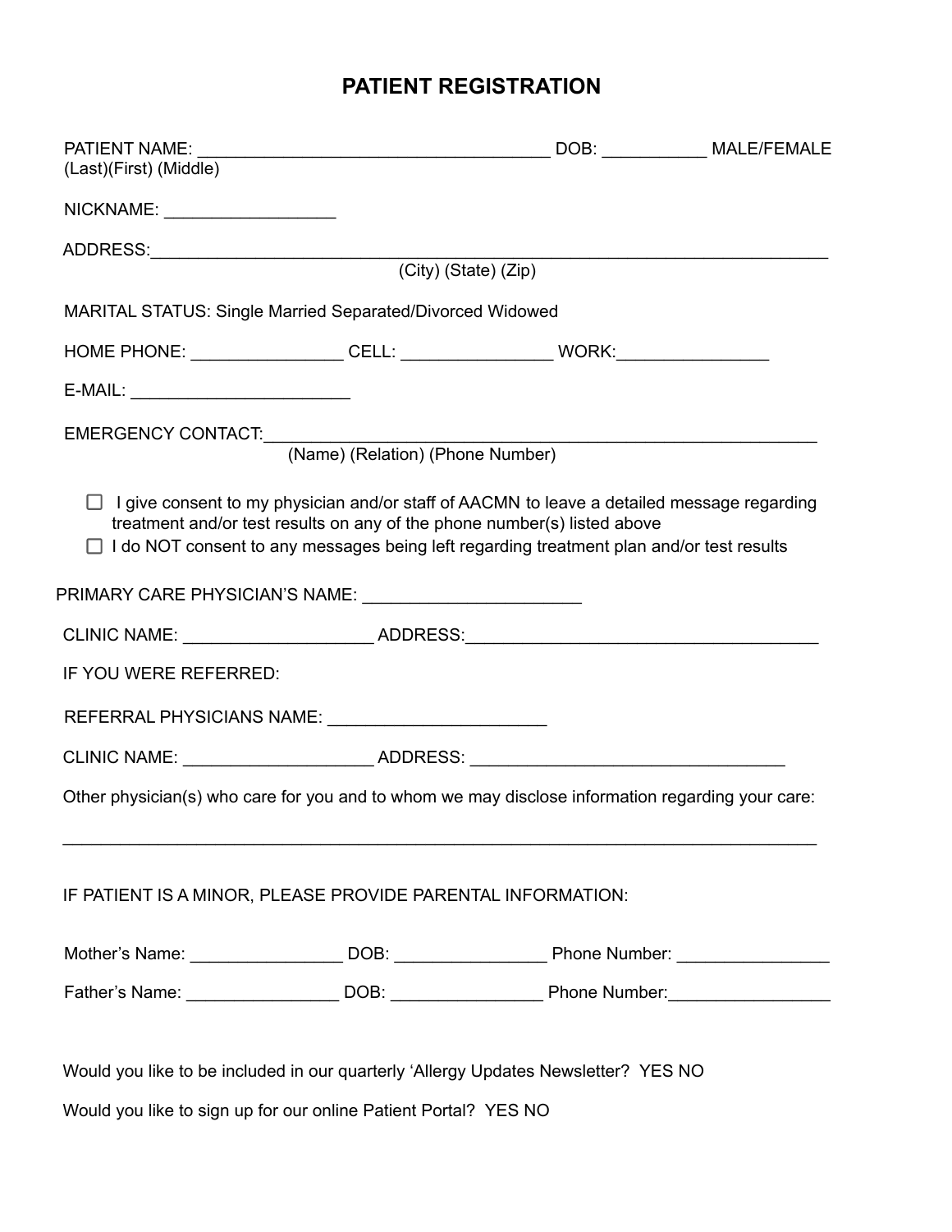# PATIENT REGISTRATION

PATIENT NAME: ____________________________________ DOB: ___________ MALE/FEMALE
(Last)(First) (Middle)

NICKNAME: _________________

ADDRESS:______________________________________________________________________
(City) (State) (Zip)

MARITAL STATUS: Single Married Separated/Divorced Widowed

HOME PHONE: ________________ CELL: ________________ WORK:________________

E-MAIL: ______________________

EMERGENCY CONTACT:________________________________________________________
(Name) (Relation) (Phone Number)

- ☐ I give consent to my physician and/or staff of AACMN to leave a detailed message regarding treatment and/or test results on any of the phone number(s) listed above
- ☐ I do NOT consent to any messages being left regarding treatment plan and/or test results

PRIMARY CARE PHYSICIAN'S NAME: ______________________

CLINIC NAME: ___________________ ADDRESS:____________________________________

IF YOU WERE REFERRED:

REFERRAL PHYSICIANS NAME: ______________________

CLINIC NAME: ___________________ ADDRESS: ________________________________

Other physician(s) who care for you and to whom we may disclose information regarding your care:

______________________________________________________________________________

IF PATIENT IS A MINOR, PLEASE PROVIDE PARENTAL INFORMATION:

Mother's Name: ________________ DOB: ________________ Phone Number: ________________

Father's Name: ________________ DOB: ________________ Phone Number:_________________

Would you like to be included in our quarterly 'Allergy Updates Newsletter? YES NO

Would you like to sign up for our online Patient Portal? YES NO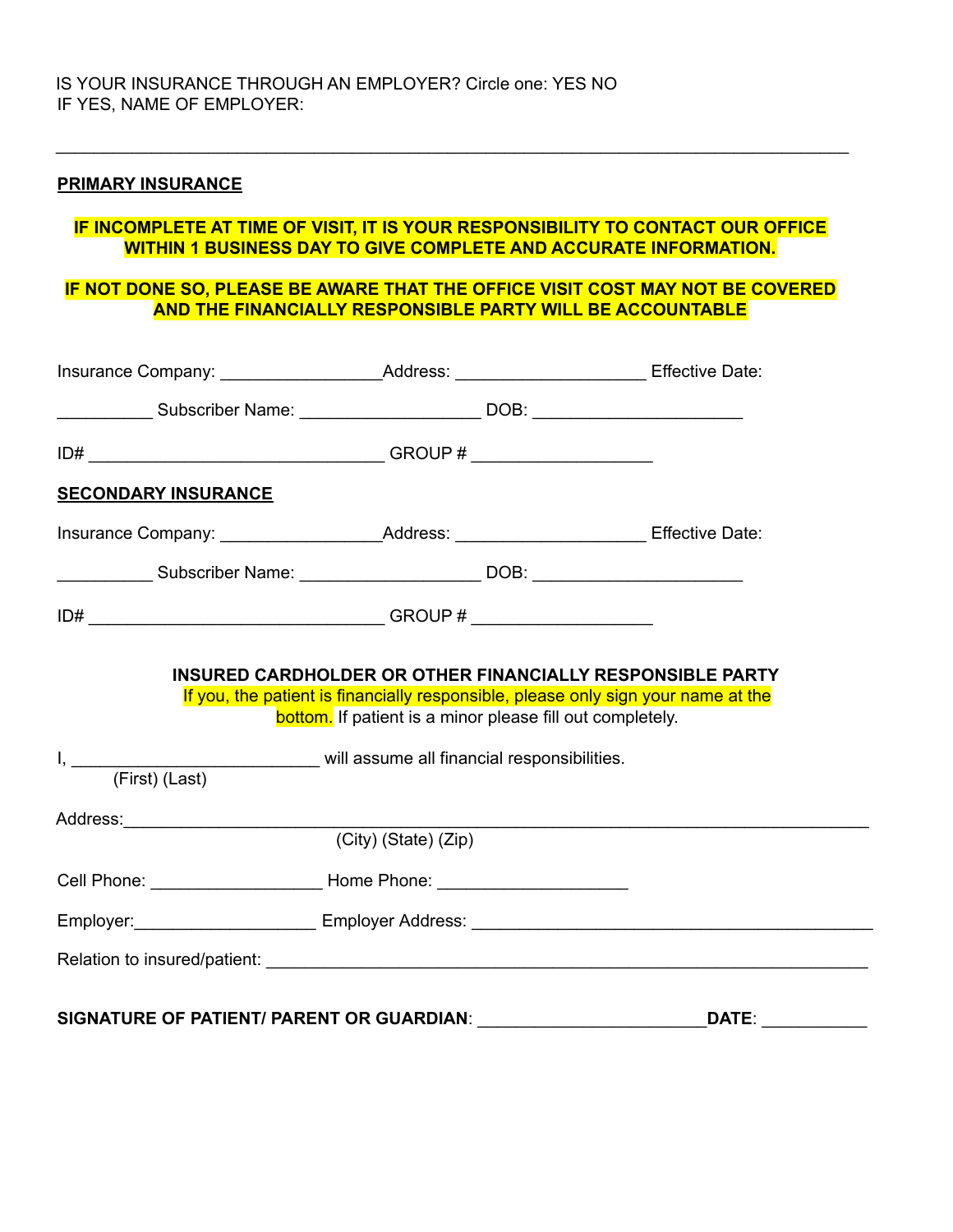IS YOUR INSURANCE THROUGH AN EMPLOYER? Circle one: YES NO
IF YES, NAME OF EMPLOYER:

___________________________________________________________________________

**PRIMARY INSURANCE**

**IF INCOMPLETE AT TIME OF VISIT, IT IS YOUR RESPONSIBILITY TO CONTACT OUR OFFICE WITHIN 1 BUSINESS DAY TO GIVE COMPLETE AND ACCURATE INFORMATION.**

**IF NOT DONE SO, PLEASE BE AWARE THAT THE OFFICE VISIT COST MAY NOT BE COVERED AND THE FINANCIALLY RESPONSIBLE PARTY WILL BE ACCOUNTABLE**

Insurance Company: ________________Address: ___________________ Effective Date: __________ Subscriber Name: __________________ DOB: _____________________

ID# ______________________________ GROUP # __________________

**SECONDARY INSURANCE**

Insurance Company: ________________Address: ___________________ Effective Date: __________ Subscriber Name: __________________ DOB: _____________________

ID# ______________________________ GROUP # __________________

**INSURED CARDHOLDER OR OTHER FINANCIALLY RESPONSIBLE PARTY**

If you, the patient is financially responsible, please only sign your name at the bottom. If patient is a minor please fill out completely.

I, _________________________ will assume all financial responsibilities.
(First) (Last)

Address:__________________________________________________________________________
(City) (State) (Zip)

Cell Phone: _________________ Home Phone: ___________________

Employer:__________________ Employer Address: ________________________________________

Relation to insured/patient: _____________________________________________________________

**SIGNATURE OF PATIENT/ PARENT OR GUARDIAN**: _______________________**DATE**: __________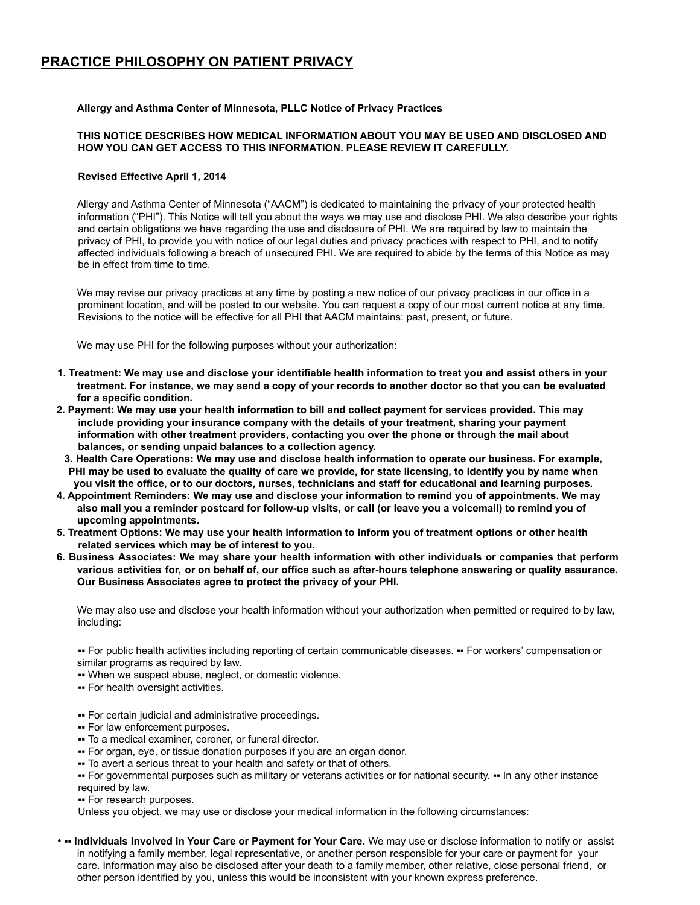## PRACTICE PHILOSOPHY ON PATIENT PRIVACY

**Allergy and Asthma Center of Minnesota, PLLC Notice of Privacy Practices**

**THIS NOTICE DESCRIBES HOW MEDICAL INFORMATION ABOUT YOU MAY BE USED AND DISCLOSED AND HOW YOU CAN GET ACCESS TO THIS INFORMATION. PLEASE REVIEW IT CAREFULLY.**

**Revised Effective April 1, 2014**

Allergy and Asthma Center of Minnesota ("AACM") is dedicated to maintaining the privacy of your protected health information ("PHI"). This Notice will tell you about the ways we may use and disclose PHI. We also describe your rights and certain obligations we have regarding the use and disclosure of PHI. We are required by law to maintain the privacy of PHI, to provide you with notice of our legal duties and privacy practices with respect to PHI, and to notify affected individuals following a breach of unsecured PHI. We are required to abide by the terms of this Notice as may be in effect from time to time.

We may revise our privacy practices at any time by posting a new notice of our privacy practices in our office in a prominent location, and will be posted to our website. You can request a copy of our most current notice at any time. Revisions to the notice will be effective for all PHI that AACM maintains: past, present, or future.

We may use PHI for the following purposes without your authorization:

1. **Treatment: We may use and disclose your identifiable health information to treat you and assist others in your treatment. For instance, we may send a copy of your records to another doctor so that you can be evaluated for a specific condition.**
2. **Payment: We may use your health information to bill and collect payment for services provided. This may include providing your insurance company with the details of your treatment, sharing your payment information with other treatment providers, contacting you over the phone or through the mail about balances, or sending unpaid balances to a collection agency.**
3. **Health Care Operations: We may use and disclose health information to operate our business. For example, PHI may be used to evaluate the quality of care we provide, for state licensing, to identify you by name when you visit the office, or to our doctors, nurses, technicians and staff for educational and learning purposes.**
4. **Appointment Reminders: We may use and disclose your information to remind you of appointments. We may also mail you a reminder postcard for follow-up visits, or call (or leave you a voicemail) to remind you of upcoming appointments.**
5. **Treatment Options: We may use your health information to inform you of treatment options or other health related services which may be of interest to you.**
6. **Business Associates: We may share your health information with other individuals or companies that perform various activities for, or on behalf of, our office such as after-hours telephone answering or quality assurance. Our Business Associates agree to protect the privacy of your PHI.**

We may also use and disclose your health information without your authorization when permitted or required to by law, including:

- For public health activities including reporting of certain communicable diseases.
- For workers' compensation or similar programs as required by law.
- When we suspect abuse, neglect, or domestic violence.
- For health oversight activities.
- For certain judicial and administrative proceedings.
- For law enforcement purposes.
- To a medical examiner, coroner, or funeral director.
- For organ, eye, or tissue donation purposes if you are an organ donor.
- To avert a serious threat to your health and safety or that of others.
- For governmental purposes such as military or veterans activities or for national security.
- In any other instance required by law.
- For research purposes.

Unless you object, we may use or disclose your medical information in the following circumstances:

- **Individuals Involved in Your Care or Payment for Your Care.** We may use or disclose information to notify or assist in notifying a family member, legal representative, or another person responsible for your care or payment for your care. Information may also be disclosed after your death to a family member, other relative, close personal friend, or other person identified by you, unless this would be inconsistent with your known express preference.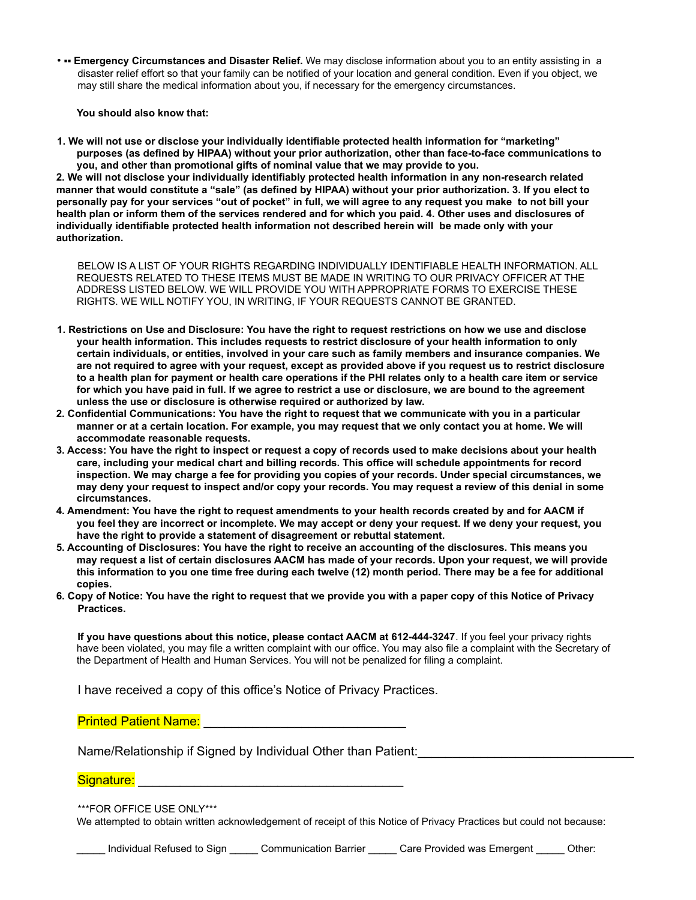- ▪▪ **Emergency Circumstances and Disaster Relief.** We may disclose information about you to an entity assisting in a disaster relief effort so that your family can be notified of your location and general condition. Even if you object, we may still share the medical information about you, if necessary for the emergency circumstances.

**You should also know that:**

**1. We will not use or disclose your individually identifiable protected health information for "marketing" purposes (as defined by HIPAA) without your prior authorization, other than face-to-face communications to you, and other than promotional gifts of nominal value that we may provide to you.**
**2. We will not disclose your individually identifiably protected health information in any non-research related manner that would constitute a "sale" (as defined by HIPAA) without your prior authorization. 3. If you elect to personally pay for your services "out of pocket" in full, we will agree to any request you make to not bill your health plan or inform them of the services rendered and for which you paid. 4. Other uses and disclosures of individually identifiable protected health information not described herein will be made only with your authorization.**

BELOW IS A LIST OF YOUR RIGHTS REGARDING INDIVIDUALLY IDENTIFIABLE HEALTH INFORMATION. ALL REQUESTS RELATED TO THESE ITEMS MUST BE MADE IN WRITING TO OUR PRIVACY OFFICER AT THE ADDRESS LISTED BELOW. WE WILL PROVIDE YOU WITH APPROPRIATE FORMS TO EXERCISE THESE RIGHTS. WE WILL NOTIFY YOU, IN WRITING, IF YOUR REQUESTS CANNOT BE GRANTED.

1. **Restrictions on Use and Disclosure: You have the right to request restrictions on how we use and disclose your health information. This includes requests to restrict disclosure of your health information to only certain individuals, or entities, involved in your care such as family members and insurance companies. We are not required to agree with your request, except as provided above if you request us to restrict disclosure to a health plan for payment or health care operations if the PHI relates only to a health care item or service for which you have paid in full. If we agree to restrict a use or disclosure, we are bound to the agreement unless the use or disclosure is otherwise required or authorized by law.**
2. **Confidential Communications: You have the right to request that we communicate with you in a particular manner or at a certain location. For example, you may request that we only contact you at home. We will accommodate reasonable requests.**
3. **Access: You have the right to inspect or request a copy of records used to make decisions about your health care, including your medical chart and billing records. This office will schedule appointments for record inspection. We may charge a fee for providing you copies of your records. Under special circumstances, we may deny your request to inspect and/or copy your records. You may request a review of this denial in some circumstances.**
4. **Amendment: You have the right to request amendments to your health records created by and for AACM if you feel they are incorrect or incomplete. We may accept or deny your request. If we deny your request, you have the right to provide a statement of disagreement or rebuttal statement.**
5. **Accounting of Disclosures: You have the right to receive an accounting of the disclosures. This means you may request a list of certain disclosures AACM has made of your records. Upon your request, we will provide this information to you one time free during each twelve (12) month period. There may be a fee for additional copies.**
6. **Copy of Notice: You have the right to request that we provide you with a paper copy of this Notice of Privacy Practices.**

**If you have questions about this notice, please contact AACM at 612-444-3247**. If you feel your privacy rights have been violated, you may file a written complaint with our office. You may also file a complaint with the Secretary of the Department of Health and Human Services. You will not be penalized for filing a complaint.

I have received a copy of this office's Notice of Privacy Practices.

Printed Patient Name: ______________________________

Name/Relationship if Signed by Individual Other than Patient: ______________________________

Signature: ______________________________________

***FOR OFFICE USE ONLY***
We attempted to obtain written acknowledgement of receipt of this Notice of Privacy Practices but could not because:

_____ Individual Refused to Sign _____ Communication Barrier _____ Care Provided was Emergent _____ Other: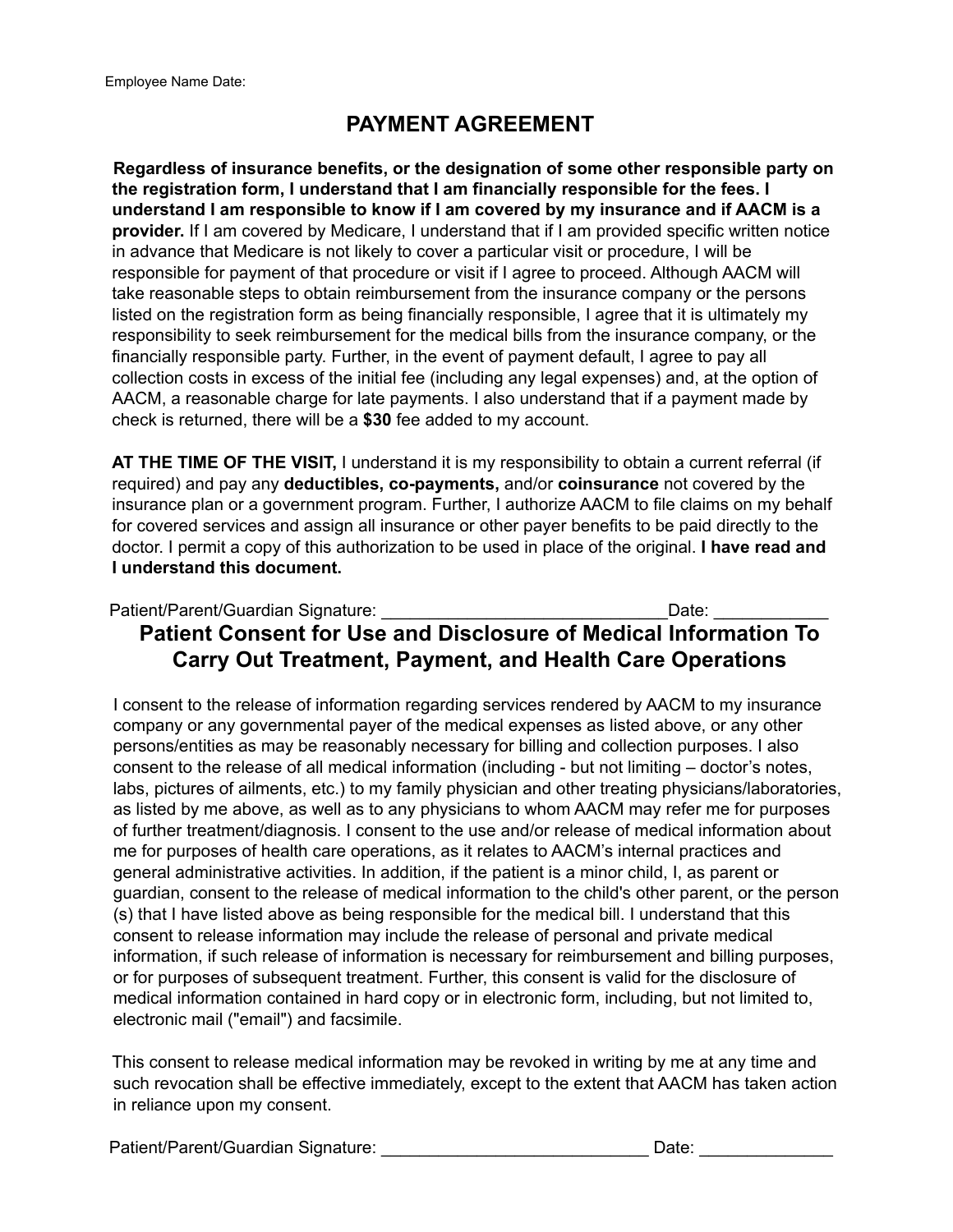Employee Name Date:

# PAYMENT AGREEMENT

**Regardless of insurance benefits, or the designation of some other responsible party on the registration form, I understand that I am financially responsible for the fees. I understand I am responsible to know if I am covered by my insurance and if AACM is a provider.** If I am covered by Medicare, I understand that if I am provided specific written notice in advance that Medicare is not likely to cover a particular visit or procedure, I will be responsible for payment of that procedure or visit if I agree to proceed. Although AACM will take reasonable steps to obtain reimbursement from the insurance company or the persons listed on the registration form as being financially responsible, I agree that it is ultimately my responsibility to seek reimbursement for the medical bills from the insurance company, or the financially responsible party. Further, in the event of payment default, I agree to pay all collection costs in excess of the initial fee (including any legal expenses) and, at the option of AACM, a reasonable charge for late payments. I also understand that if a payment made by check is returned, there will be a **$30** fee added to my account.

**AT THE TIME OF THE VISIT,** I understand it is my responsibility to obtain a current referral (if required) and pay any **deductibles, co-payments,** and/or **coinsurance** not covered by the insurance plan or a government program. Further, I authorize AACM to file claims on my behalf for covered services and assign all insurance or other payer benefits to be paid directly to the doctor. I permit a copy of this authorization to be used in place of the original. **I have read and I understand this document.**

Patient/Parent/Guardian Signature: ______________________________Date: ____________

## Patient Consent for Use and Disclosure of Medical Information To Carry Out Treatment, Payment, and Health Care Operations

I consent to the release of information regarding services rendered by AACM to my insurance company or any governmental payer of the medical expenses as listed above, or any other persons/entities as may be reasonably necessary for billing and collection purposes. I also consent to the release of all medical information (including - but not limiting – doctor's notes, labs, pictures of ailments, etc.) to my family physician and other treating physicians/laboratories, as listed by me above, as well as to any physicians to whom AACM may refer me for purposes of further treatment/diagnosis. I consent to the use and/or release of medical information about me for purposes of health care operations, as it relates to AACM's internal practices and general administrative activities. In addition, if the patient is a minor child, I, as parent or guardian, consent to the release of medical information to the child's other parent, or the person (s) that I have listed above as being responsible for the medical bill. I understand that this consent to release information may include the release of personal and private medical information, if such release of information is necessary for reimbursement and billing purposes, or for purposes of subsequent treatment. Further, this consent is valid for the disclosure of medical information contained in hard copy or in electronic form, including, but not limited to, electronic mail ("email") and facsimile.

This consent to release medical information may be revoked in writing by me at any time and such revocation shall be effective immediately, except to the extent that AACM has taken action in reliance upon my consent.

Patient/Parent/Guardian Signature: ____________________________ Date: ______________